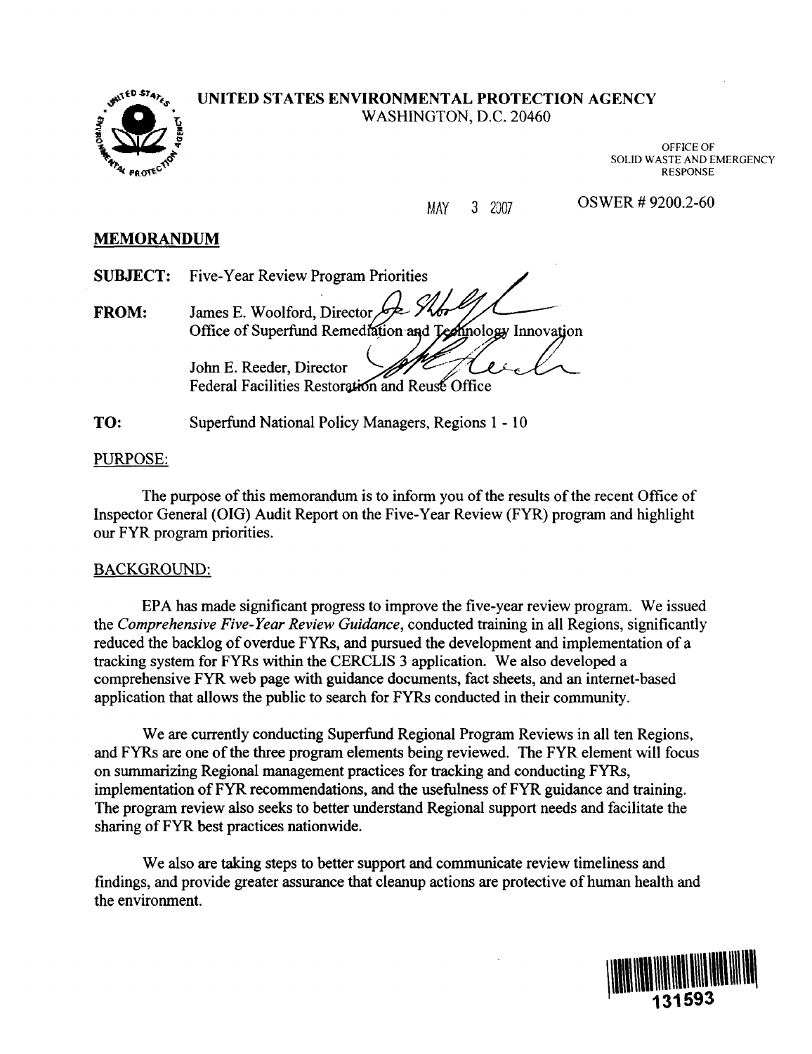# UNITED STATES ENVIRONMENTAL PROTECTION AGENCY

WASHINGTON, D.C. 20460

OFFICE OF SOLID WASTE AND EMERGENCY RESPONSE

MAY 3 2007

OSWER # 9200.2-60

## MEMORANDUM

**SUBJECT:** Five-Year Review Program Priorities

**FROM:** James E. Woolford, Director
Office of Superfund Remediation and Technology Innovation

John E. Reeder, Director
Federal Facilities Restoration and Reuse Office

**TO:** Superfund National Policy Managers, Regions 1 - 10

PURPOSE:

The purpose of this memorandum is to inform you of the results of the recent Office of Inspector General (OIG) Audit Report on the Five-Year Review (FYR) program and highlight our FYR program priorities.

BACKGROUND:

EPA has made significant progress to improve the five-year review program. We issued the *Comprehensive Five-Year Review Guidance*, conducted training in all Regions, significantly reduced the backlog of overdue FYRs, and pursued the development and implementation of a tracking system for FYRs within the CERCLIS 3 application. We also developed a comprehensive FYR web page with guidance documents, fact sheets, and an internet-based application that allows the public to search for FYRs conducted in their community.

We are currently conducting Superfund Regional Program Reviews in all ten Regions, and FYRs are one of the three program elements being reviewed. The FYR element will focus on summarizing Regional management practices for tracking and conducting FYRs, implementation of FYR recommendations, and the usefulness of FYR guidance and training. The program review also seeks to better understand Regional support needs and facilitate the sharing of FYR best practices nationwide.

We also are taking steps to better support and communicate review timeliness and findings, and provide greater assurance that cleanup actions are protective of human health and the environment.

131593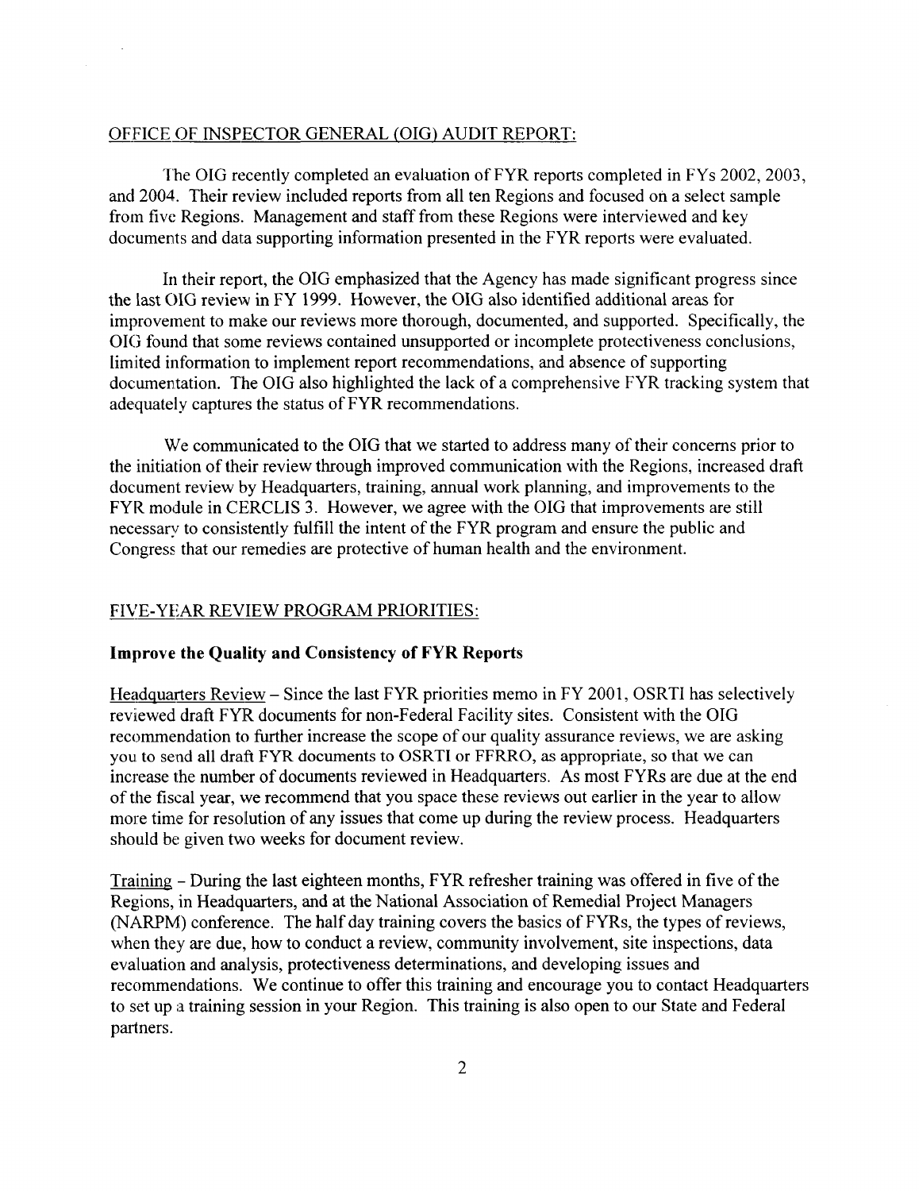## OFFICE OF INSPECTOR GENERAL (OIG) AUDIT REPORT:

The OIG recently completed an evaluation of FYR reports completed in FYs 2002, 2003, and 2004. Their review included reports from all ten Regions and focused on a select sample from five Regions. Management and staff from these Regions were interviewed and key documents and data supporting information presented in the FYR reports were evaluated.

In their report, the OIG emphasized that the Agency has made significant progress since the last OIG review in FY 1999. However, the OIG also identified additional areas for improvement to make our reviews more thorough, documented, and supported. Specifically, the OIG found that some reviews contained unsupported or incomplete protectiveness conclusions, limited information to implement report recommendations, and absence of supporting documentation. The OIG also highlighted the lack of a comprehensive FYR tracking system that adequately captures the status of FYR recommendations.

We communicated to the OIG that we started to address many of their concerns prior to the initiation of their review through improved communication with the Regions, increased draft document review by Headquarters, training, annual work planning, and improvements to the FYR module in CERCLIS 3. However, we agree with the OIG that improvements are still necessary to consistently fulfill the intent of the FYR program and ensure the public and Congress that our remedies are protective of human health and the environment.

## FIVE-YEAR REVIEW PROGRAM PRIORITIES:

### Improve the Quality and Consistency of FYR Reports

Headquarters Review – Since the last FYR priorities memo in FY 2001, OSRTI has selectively reviewed draft FYR documents for non-Federal Facility sites. Consistent with the OIG recommendation to further increase the scope of our quality assurance reviews, we are asking you to send all draft FYR documents to OSRTI or FFRRO, as appropriate, so that we can increase the number of documents reviewed in Headquarters. As most FYRs are due at the end of the fiscal year, we recommend that you space these reviews out earlier in the year to allow more time for resolution of any issues that come up during the review process. Headquarters should be given two weeks for document review.

Training – During the last eighteen months, FYR refresher training was offered in five of the Regions, in Headquarters, and at the National Association of Remedial Project Managers (NARPM) conference. The half day training covers the basics of FYRs, the types of reviews, when they are due, how to conduct a review, community involvement, site inspections, data evaluation and analysis, protectiveness determinations, and developing issues and recommendations. We continue to offer this training and encourage you to contact Headquarters to set up a training session in your Region. This training is also open to our State and Federal partners.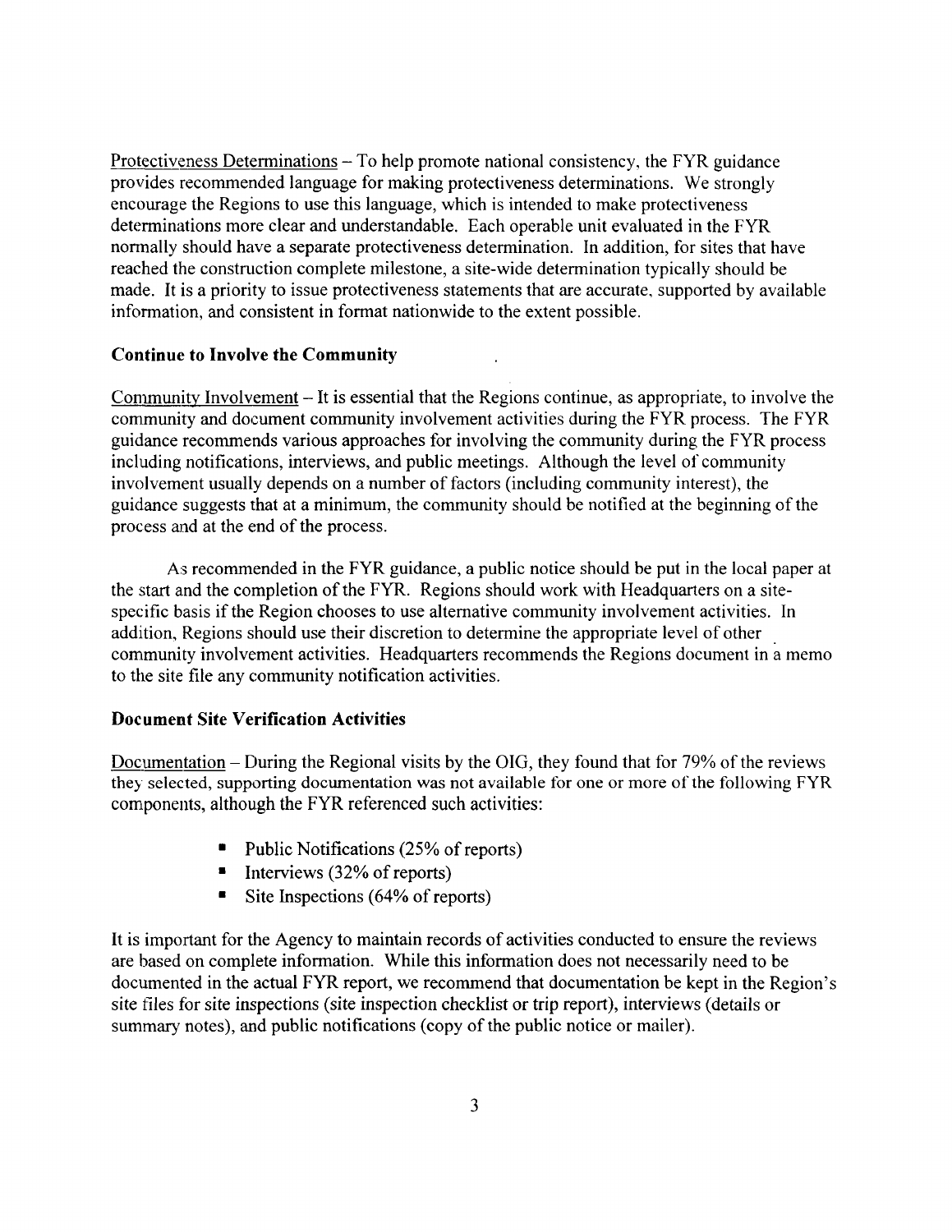Protectiveness Determinations – To help promote national consistency, the FYR guidance provides recommended language for making protectiveness determinations. We strongly encourage the Regions to use this language, which is intended to make protectiveness determinations more clear and understandable. Each operable unit evaluated in the FYR normally should have a separate protectiveness determination. In addition, for sites that have reached the construction complete milestone, a site-wide determination typically should be made. It is a priority to issue protectiveness statements that are accurate, supported by available information, and consistent in format nationwide to the extent possible.

**Continue to Involve the Community**

Community Involvement – It is essential that the Regions continue, as appropriate, to involve the community and document community involvement activities during the FYR process. The FYR guidance recommends various approaches for involving the community during the FYR process including notifications, interviews, and public meetings. Although the level of community involvement usually depends on a number of factors (including community interest), the guidance suggests that at a minimum, the community should be notified at the beginning of the process and at the end of the process.

As recommended in the FYR guidance, a public notice should be put in the local paper at the start and the completion of the FYR. Regions should work with Headquarters on a site-specific basis if the Region chooses to use alternative community involvement activities. In addition, Regions should use their discretion to determine the appropriate level of other community involvement activities. Headquarters recommends the Regions document in a memo to the site file any community notification activities.

**Document Site Verification Activities**

Documentation – During the Regional visits by the OIG, they found that for 79% of the reviews they selected, supporting documentation was not available for one or more of the following FYR components, although the FYR referenced such activities:

- Public Notifications (25% of reports)
- Interviews (32% of reports)
- Site Inspections (64% of reports)

It is important for the Agency to maintain records of activities conducted to ensure the reviews are based on complete information. While this information does not necessarily need to be documented in the actual FYR report, we recommend that documentation be kept in the Region's site files for site inspections (site inspection checklist or trip report), interviews (details or summary notes), and public notifications (copy of the public notice or mailer).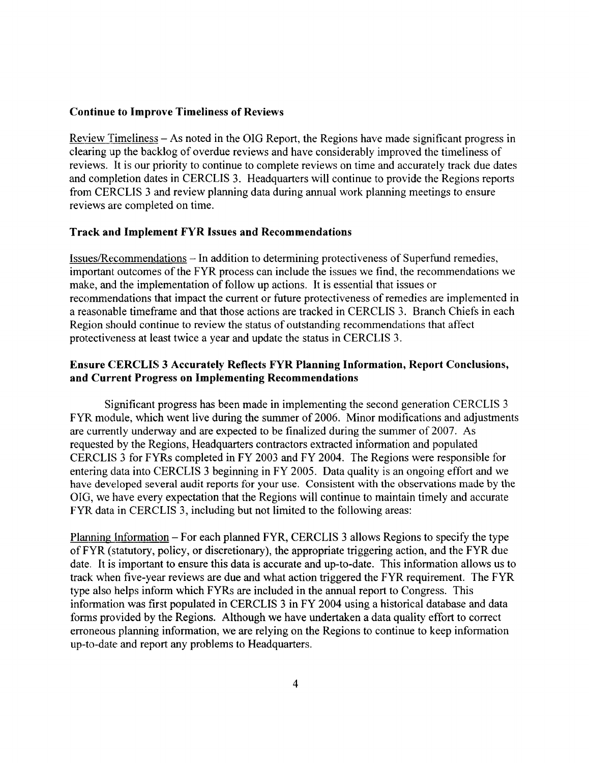**Continue to Improve Timeliness of Reviews**

Review Timeliness – As noted in the OIG Report, the Regions have made significant progress in clearing up the backlog of overdue reviews and have considerably improved the timeliness of reviews. It is our priority to continue to complete reviews on time and accurately track due dates and completion dates in CERCLIS 3. Headquarters will continue to provide the Regions reports from CERCLIS 3 and review planning data during annual work planning meetings to ensure reviews are completed on time.

**Track and Implement FYR Issues and Recommendations**

Issues/Recommendations – In addition to determining protectiveness of Superfund remedies, important outcomes of the FYR process can include the issues we find, the recommendations we make, and the implementation of follow up actions. It is essential that issues or recommendations that impact the current or future protectiveness of remedies are implemented in a reasonable timeframe and that those actions are tracked in CERCLIS 3. Branch Chiefs in each Region should continue to review the status of outstanding recommendations that affect protectiveness at least twice a year and update the status in CERCLIS 3.

**Ensure CERCLIS 3 Accurately Reflects FYR Planning Information, Report Conclusions, and Current Progress on Implementing Recommendations**

Significant progress has been made in implementing the second generation CERCLIS 3 FYR module, which went live during the summer of 2006. Minor modifications and adjustments are currently underway and are expected to be finalized during the summer of 2007. As requested by the Regions, Headquarters contractors extracted information and populated CERCLIS 3 for FYRs completed in FY 2003 and FY 2004. The Regions were responsible for entering data into CERCLIS 3 beginning in FY 2005. Data quality is an ongoing effort and we have developed several audit reports for your use. Consistent with the observations made by the OIG, we have every expectation that the Regions will continue to maintain timely and accurate FYR data in CERCLIS 3, including but not limited to the following areas:

Planning Information – For each planned FYR, CERCLIS 3 allows Regions to specify the type of FYR (statutory, policy, or discretionary), the appropriate triggering action, and the FYR due date. It is important to ensure this data is accurate and up-to-date. This information allows us to track when five-year reviews are due and what action triggered the FYR requirement. The FYR type also helps inform which FYRs are included in the annual report to Congress. This information was first populated in CERCLIS 3 in FY 2004 using a historical database and data forms provided by the Regions. Although we have undertaken a data quality effort to correct erroneous planning information, we are relying on the Regions to continue to keep information up-to-date and report any problems to Headquarters.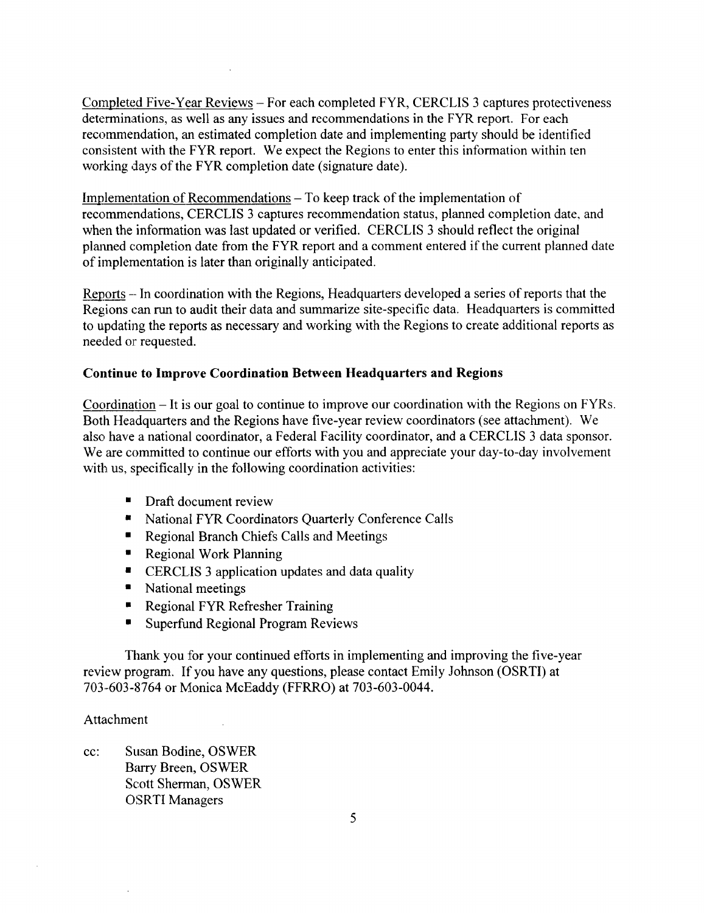Completed Five-Year Reviews – For each completed FYR, CERCLIS 3 captures protectiveness determinations, as well as any issues and recommendations in the FYR report. For each recommendation, an estimated completion date and implementing party should be identified consistent with the FYR report. We expect the Regions to enter this information within ten working days of the FYR completion date (signature date).

Implementation of Recommendations – To keep track of the implementation of recommendations, CERCLIS 3 captures recommendation status, planned completion date, and when the information was last updated or verified. CERCLIS 3 should reflect the original planned completion date from the FYR report and a comment entered if the current planned date of implementation is later than originally anticipated.

Reports – In coordination with the Regions, Headquarters developed a series of reports that the Regions can run to audit their data and summarize site-specific data. Headquarters is committed to updating the reports as necessary and working with the Regions to create additional reports as needed or requested.

**Continue to Improve Coordination Between Headquarters and Regions**

Coordination – It is our goal to continue to improve our coordination with the Regions on FYRs. Both Headquarters and the Regions have five-year review coordinators (see attachment). We also have a national coordinator, a Federal Facility coordinator, and a CERCLIS 3 data sponsor. We are committed to continue our efforts with you and appreciate your day-to-day involvement with us, specifically in the following coordination activities:

- Draft document review
- National FYR Coordinators Quarterly Conference Calls
- Regional Branch Chiefs Calls and Meetings
- Regional Work Planning
- CERCLIS 3 application updates and data quality
- National meetings
- Regional FYR Refresher Training
- Superfund Regional Program Reviews

Thank you for your continued efforts in implementing and improving the five-year review program. If you have any questions, please contact Emily Johnson (OSRTI) at 703-603-8764 or Monica McEaddy (FFRRO) at 703-603-0044.

Attachment

cc: Susan Bodine, OSWER
Barry Breen, OSWER
Scott Sherman, OSWER
OSRTI Managers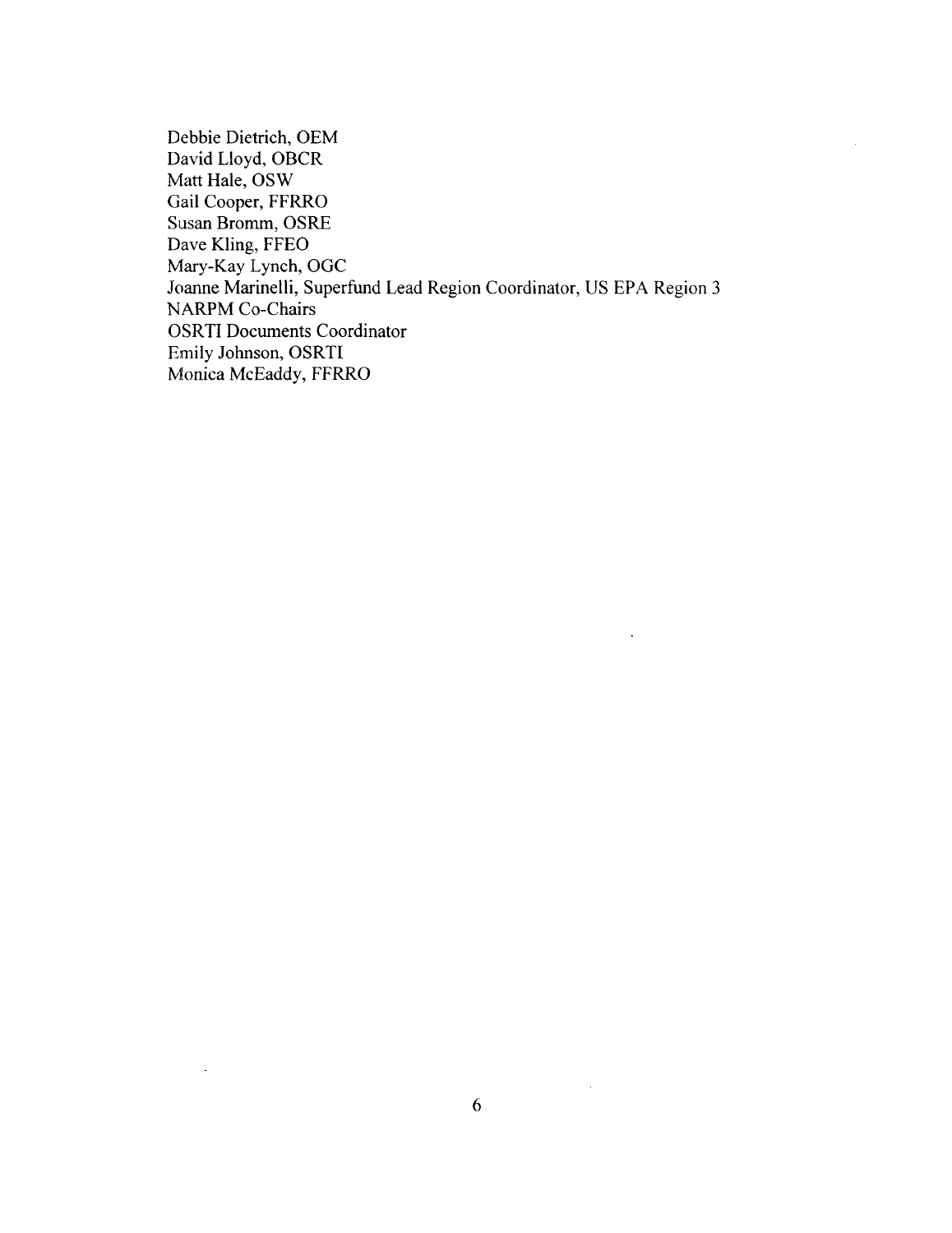Debbie Dietrich, OEM
David Lloyd, OBCR
Matt Hale, OSW
Gail Cooper, FFRRO
Susan Bromm, OSRE
Dave Kling, FFEO
Mary-Kay Lynch, OGC
Joanne Marinelli, Superfund Lead Region Coordinator, US EPA Region 3
NARPM Co-Chairs
OSRTI Documents Coordinator
Emily Johnson, OSRTI
Monica McEaddy, FFRRO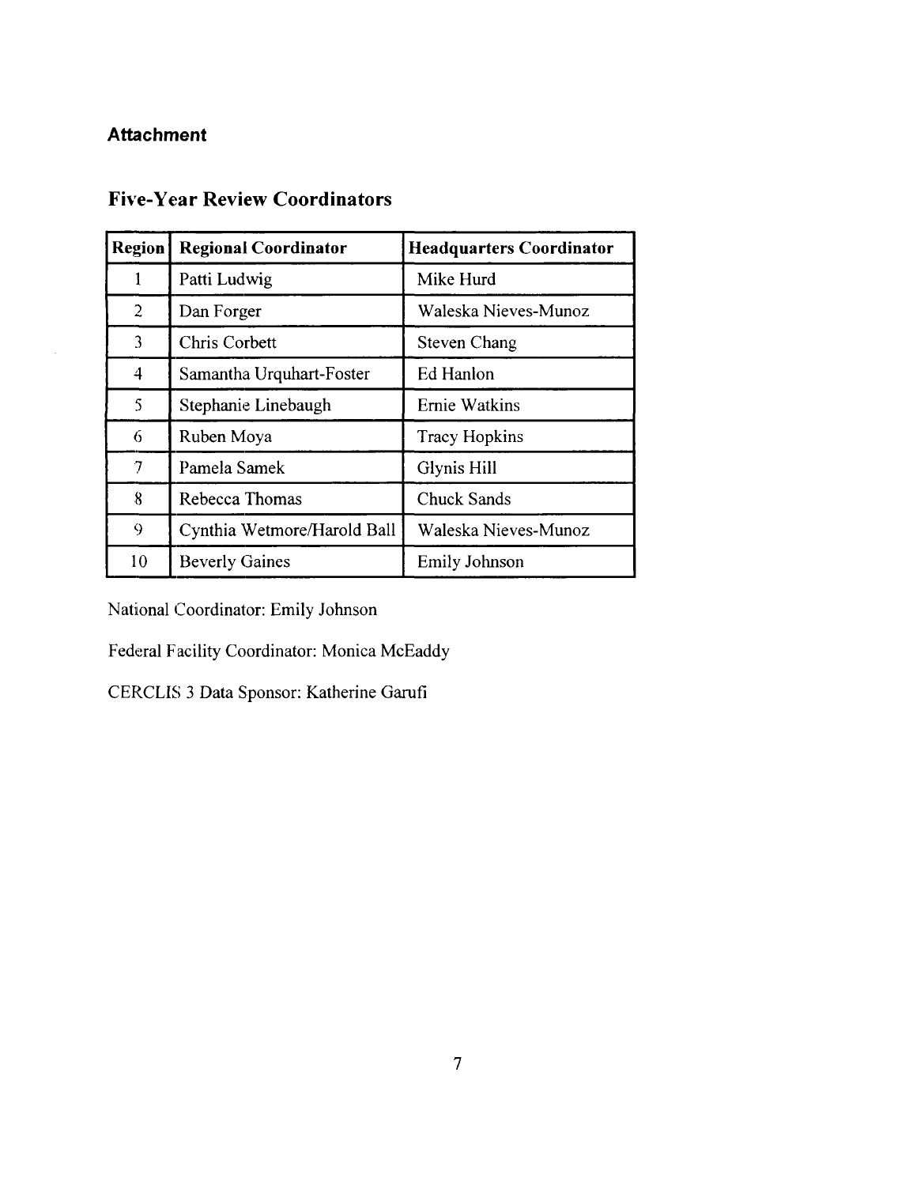**Attachment**

## Five-Year Review Coordinators

| Region | Regional Coordinator | Headquarters Coordinator |
|---|---|---|
| 1 | Patti Ludwig | Mike Hurd |
| 2 | Dan Forger | Waleska Nieves-Munoz |
| 3 | Chris Corbett | Steven Chang |
| 4 | Samantha Urquhart-Foster | Ed Hanlon |
| 5 | Stephanie Linebaugh | Ernie Watkins |
| 6 | Ruben Moya | Tracy Hopkins |
| 7 | Pamela Samek | Glynis Hill |
| 8 | Rebecca Thomas | Chuck Sands |
| 9 | Cynthia Wetmore/Harold Ball | Waleska Nieves-Munoz |
| 10 | Beverly Gaines | Emily Johnson |

National Coordinator: Emily Johnson

Federal Facility Coordinator: Monica McEaddy

CERCLIS 3 Data Sponsor: Katherine Garufi